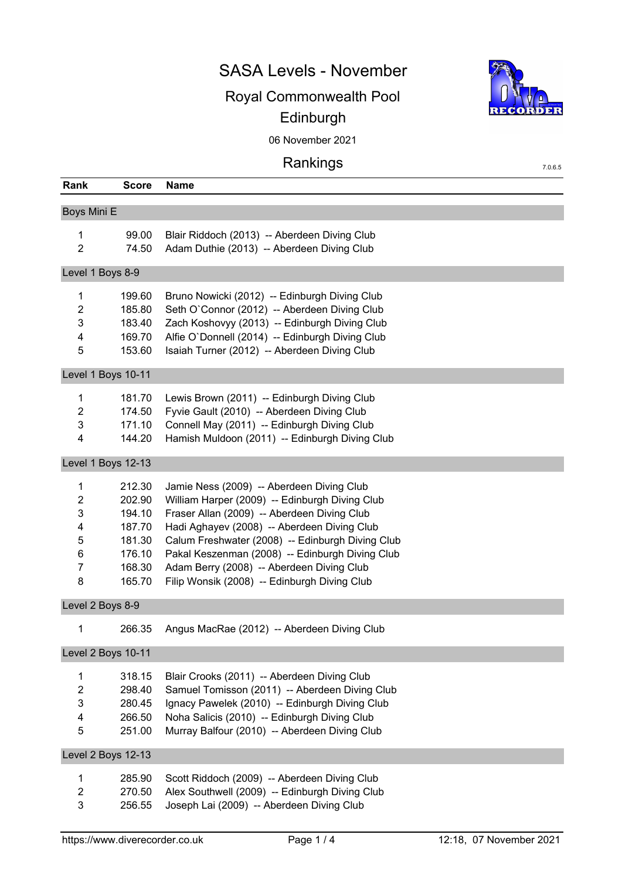# SASA Levels - November

## Royal Commonwealth Pool

## Edinburgh

06 November 2021

## Rankings

7.0.6.5

| Rank | Score | Name |
|---|---|---|
| **Boys Mini E** | | |
| 1 | 99.00 | Blair Riddoch (2013) -- Aberdeen Diving Club |
| 2 | 74.50 | Adam Duthie (2013) -- Aberdeen Diving Club |
| **Level 1 Boys 8-9** | | |
| 1 | 199.60 | Bruno Nowicki (2012) -- Edinburgh Diving Club |
| 2 | 185.80 | Seth O`Connor (2012) -- Aberdeen Diving Club |
| 3 | 183.40 | Zach Koshovyy (2013) -- Edinburgh Diving Club |
| 4 | 169.70 | Alfie O`Donnell (2014) -- Edinburgh Diving Club |
| 5 | 153.60 | Isaiah Turner (2012) -- Aberdeen Diving Club |
| **Level 1 Boys 10-11** | | |
| 1 | 181.70 | Lewis Brown (2011) -- Edinburgh Diving Club |
| 2 | 174.50 | Fyvie Gault (2010) -- Aberdeen Diving Club |
| 3 | 171.10 | Connell May (2011) -- Edinburgh Diving Club |
| 4 | 144.20 | Hamish Muldoon (2011) -- Edinburgh Diving Club |
| **Level 1 Boys 12-13** | | |
| 1 | 212.30 | Jamie Ness (2009) -- Aberdeen Diving Club |
| 2 | 202.90 | William Harper (2009) -- Edinburgh Diving Club |
| 3 | 194.10 | Fraser Allan (2009) -- Aberdeen Diving Club |
| 4 | 187.70 | Hadi Aghayev (2008) -- Aberdeen Diving Club |
| 5 | 181.30 | Calum Freshwater (2008) -- Edinburgh Diving Club |
| 6 | 176.10 | Pakal Keszenman (2008) -- Edinburgh Diving Club |
| 7 | 168.30 | Adam Berry (2008) -- Aberdeen Diving Club |
| 8 | 165.70 | Filip Wonsik (2008) -- Edinburgh Diving Club |
| **Level 2 Boys 8-9** | | |
| 1 | 266.35 | Angus MacRae (2012) -- Aberdeen Diving Club |
| **Level 2 Boys 10-11** | | |
| 1 | 318.15 | Blair Crooks (2011) -- Aberdeen Diving Club |
| 2 | 298.40 | Samuel Tomisson (2011) -- Aberdeen Diving Club |
| 3 | 280.45 | Ignacy Pawelek (2010) -- Edinburgh Diving Club |
| 4 | 266.50 | Noha Salicis (2010) -- Edinburgh Diving Club |
| 5 | 251.00 | Murray Balfour (2010) -- Aberdeen Diving Club |
| **Level 2 Boys 12-13** | | |
| 1 | 285.90 | Scott Riddoch (2009) -- Aberdeen Diving Club |
| 2 | 270.50 | Alex Southwell (2009) -- Edinburgh Diving Club |
| 3 | 256.55 | Joseph Lai (2009) -- Aberdeen Diving Club |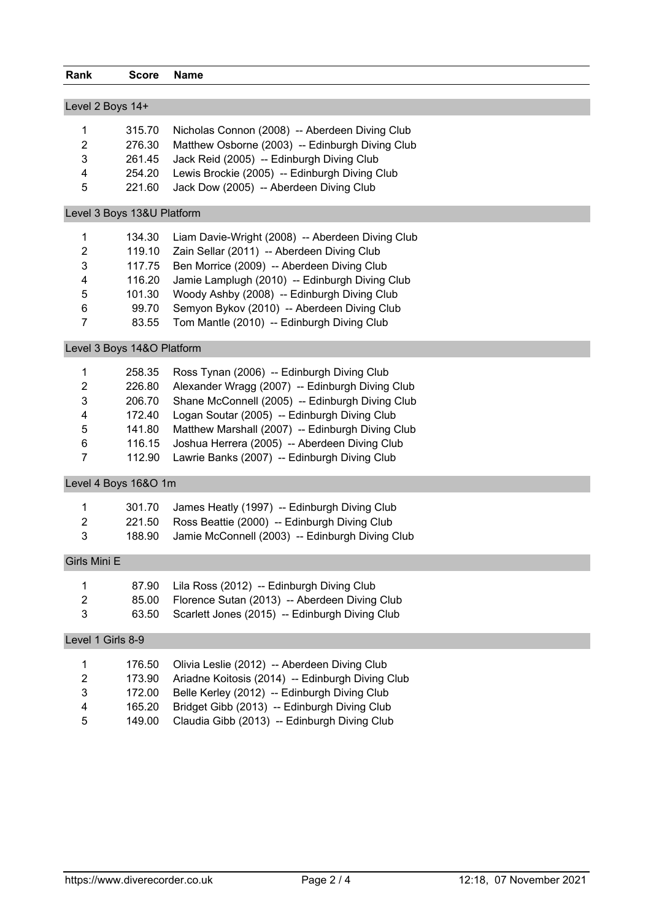| Rank | Score | Name |
|---|---|---|

**Level 2 Boys 14+**

| Rank | Score | Name |
|---|---|---|
| 1 | 315.70 | Nicholas Connon (2008) -- Aberdeen Diving Club |
| 2 | 276.30 | Matthew Osborne (2003) -- Edinburgh Diving Club |
| 3 | 261.45 | Jack Reid (2005) -- Edinburgh Diving Club |
| 4 | 254.20 | Lewis Brockie (2005) -- Edinburgh Diving Club |
| 5 | 221.60 | Jack Dow (2005) -- Aberdeen Diving Club |

**Level 3 Boys 13&U Platform**

| Rank | Score | Name |
|---|---|---|
| 1 | 134.30 | Liam Davie-Wright (2008) -- Aberdeen Diving Club |
| 2 | 119.10 | Zain Sellar (2011) -- Aberdeen Diving Club |
| 3 | 117.75 | Ben Morrice (2009) -- Aberdeen Diving Club |
| 4 | 116.20 | Jamie Lamplugh (2010) -- Edinburgh Diving Club |
| 5 | 101.30 | Woody Ashby (2008) -- Edinburgh Diving Club |
| 6 | 99.70 | Semyon Bykov (2010) -- Aberdeen Diving Club |
| 7 | 83.55 | Tom Mantle (2010) -- Edinburgh Diving Club |

**Level 3 Boys 14&O Platform**

| Rank | Score | Name |
|---|---|---|
| 1 | 258.35 | Ross Tynan (2006) -- Edinburgh Diving Club |
| 2 | 226.80 | Alexander Wragg (2007) -- Edinburgh Diving Club |
| 3 | 206.70 | Shane McConnell (2005) -- Edinburgh Diving Club |
| 4 | 172.40 | Logan Soutar (2005) -- Edinburgh Diving Club |
| 5 | 141.80 | Matthew Marshall (2007) -- Edinburgh Diving Club |
| 6 | 116.15 | Joshua Herrera (2005) -- Aberdeen Diving Club |
| 7 | 112.90 | Lawrie Banks (2007) -- Edinburgh Diving Club |

**Level 4 Boys 16&O 1m**

| Rank | Score | Name |
|---|---|---|
| 1 | 301.70 | James Heatly (1997) -- Edinburgh Diving Club |
| 2 | 221.50 | Ross Beattie (2000) -- Edinburgh Diving Club |
| 3 | 188.90 | Jamie McConnell (2003) -- Edinburgh Diving Club |

**Girls Mini E**

| Rank | Score | Name |
|---|---|---|
| 1 | 87.90 | Lila Ross (2012) -- Edinburgh Diving Club |
| 2 | 85.00 | Florence Sutan (2013) -- Aberdeen Diving Club |
| 3 | 63.50 | Scarlett Jones (2015) -- Edinburgh Diving Club |

**Level 1 Girls 8-9**

| Rank | Score | Name |
|---|---|---|
| 1 | 176.50 | Olivia Leslie (2012) -- Aberdeen Diving Club |
| 2 | 173.90 | Ariadne Koitosis (2014) -- Edinburgh Diving Club |
| 3 | 172.00 | Belle Kerley (2012) -- Edinburgh Diving Club |
| 4 | 165.20 | Bridget Gibb (2013) -- Edinburgh Diving Club |
| 5 | 149.00 | Claudia Gibb (2013) -- Edinburgh Diving Club |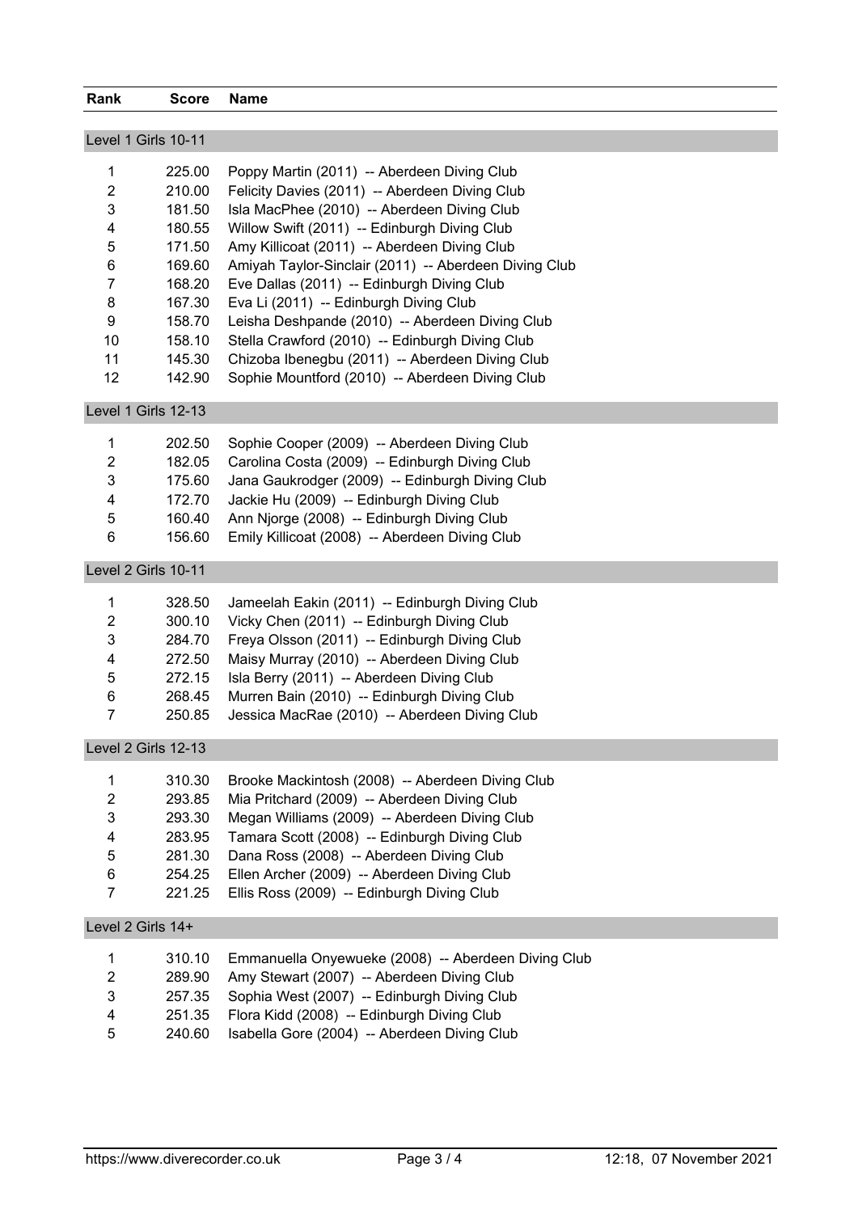| Rank | Score | Name |
|---|---|---|
| **Level 1 Girls 10-11** | | |
| 1 | 225.00 | Poppy Martin (2011) -- Aberdeen Diving Club |
| 2 | 210.00 | Felicity Davies (2011) -- Aberdeen Diving Club |
| 3 | 181.50 | Isla MacPhee (2010) -- Aberdeen Diving Club |
| 4 | 180.55 | Willow Swift (2011) -- Edinburgh Diving Club |
| 5 | 171.50 | Amy Killicoat (2011) -- Aberdeen Diving Club |
| 6 | 169.60 | Amiyah Taylor-Sinclair (2011) -- Aberdeen Diving Club |
| 7 | 168.20 | Eve Dallas (2011) -- Edinburgh Diving Club |
| 8 | 167.30 | Eva Li (2011) -- Edinburgh Diving Club |
| 9 | 158.70 | Leisha Deshpande (2010) -- Aberdeen Diving Club |
| 10 | 158.10 | Stella Crawford (2010) -- Edinburgh Diving Club |
| 11 | 145.30 | Chizoba Ibenegbu (2011) -- Aberdeen Diving Club |
| 12 | 142.90 | Sophie Mountford (2010) -- Aberdeen Diving Club |
| **Level 1 Girls 12-13** | | |
| 1 | 202.50 | Sophie Cooper (2009) -- Aberdeen Diving Club |
| 2 | 182.05 | Carolina Costa (2009) -- Edinburgh Diving Club |
| 3 | 175.60 | Jana Gaukrodger (2009) -- Edinburgh Diving Club |
| 4 | 172.70 | Jackie Hu (2009) -- Edinburgh Diving Club |
| 5 | 160.40 | Ann Njorge (2008) -- Edinburgh Diving Club |
| 6 | 156.60 | Emily Killicoat (2008) -- Aberdeen Diving Club |
| **Level 2 Girls 10-11** | | |
| 1 | 328.50 | Jameelah Eakin (2011) -- Edinburgh Diving Club |
| 2 | 300.10 | Vicky Chen (2011) -- Edinburgh Diving Club |
| 3 | 284.70 | Freya Olsson (2011) -- Edinburgh Diving Club |
| 4 | 272.50 | Maisy Murray (2010) -- Aberdeen Diving Club |
| 5 | 272.15 | Isla Berry (2011) -- Aberdeen Diving Club |
| 6 | 268.45 | Murren Bain (2010) -- Edinburgh Diving Club |
| 7 | 250.85 | Jessica MacRae (2010) -- Aberdeen Diving Club |
| **Level 2 Girls 12-13** | | |
| 1 | 310.30 | Brooke Mackintosh (2008) -- Aberdeen Diving Club |
| 2 | 293.85 | Mia Pritchard (2009) -- Aberdeen Diving Club |
| 3 | 293.30 | Megan Williams (2009) -- Aberdeen Diving Club |
| 4 | 283.95 | Tamara Scott (2008) -- Edinburgh Diving Club |
| 5 | 281.30 | Dana Ross (2008) -- Aberdeen Diving Club |
| 6 | 254.25 | Ellen Archer (2009) -- Aberdeen Diving Club |
| 7 | 221.25 | Ellis Ross (2009) -- Edinburgh Diving Club |
| **Level 2 Girls 14+** | | |
| 1 | 310.10 | Emmanuella Onyewueke (2008) -- Aberdeen Diving Club |
| 2 | 289.90 | Amy Stewart (2007) -- Aberdeen Diving Club |
| 3 | 257.35 | Sophia West (2007) -- Edinburgh Diving Club |
| 4 | 251.35 | Flora Kidd (2008) -- Edinburgh Diving Club |
| 5 | 240.60 | Isabella Gore (2004) -- Aberdeen Diving Club |

https://www.diverecorder.co.uk 12:18, 07 November 2021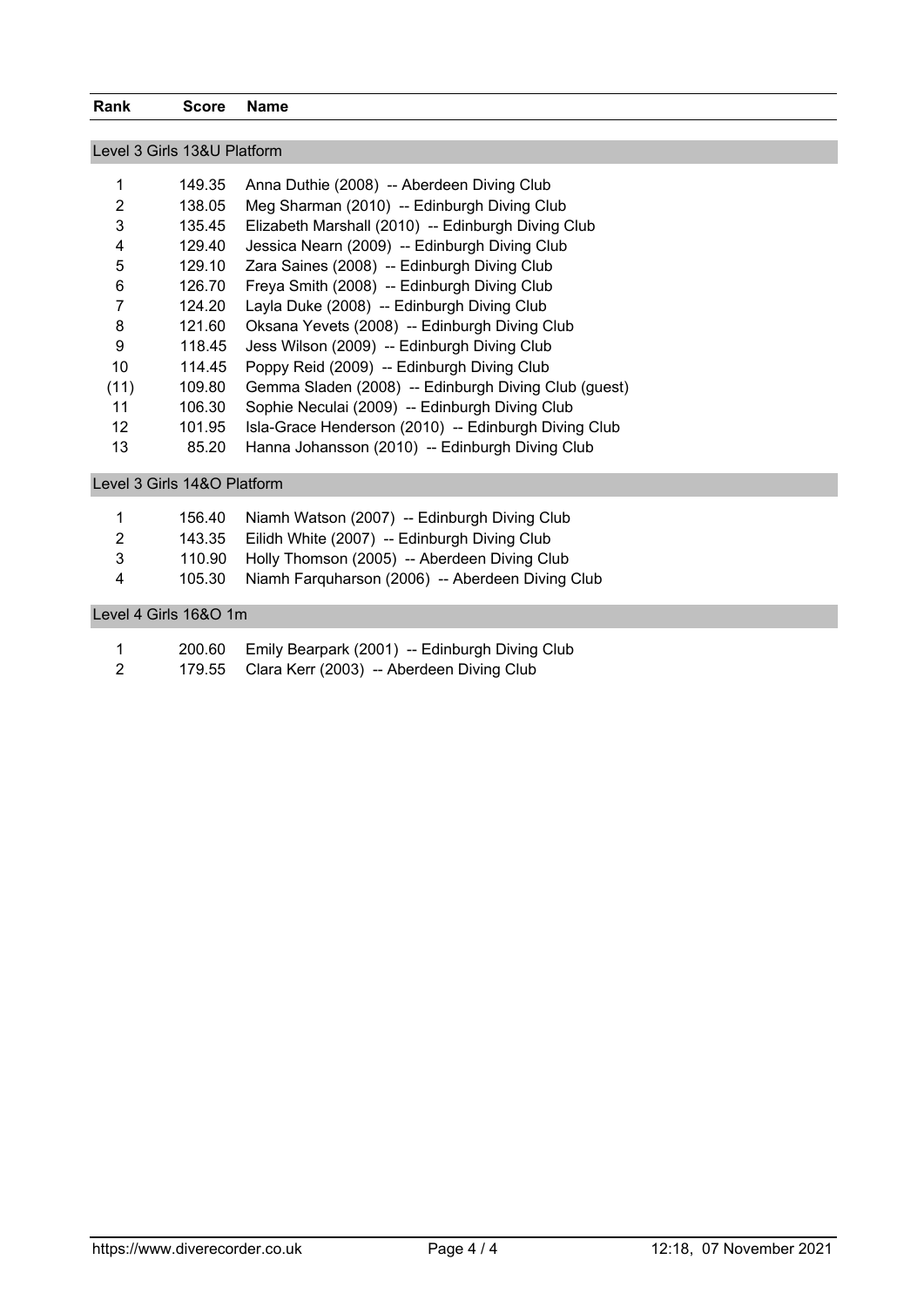| Rank | Score | Name |
|---|---|---|
| **Level 3 Girls 13&U Platform** | | |
| 1 | 149.35 | Anna Duthie (2008) -- Aberdeen Diving Club |
| 2 | 138.05 | Meg Sharman (2010) -- Edinburgh Diving Club |
| 3 | 135.45 | Elizabeth Marshall (2010) -- Edinburgh Diving Club |
| 4 | 129.40 | Jessica Nearn (2009) -- Edinburgh Diving Club |
| 5 | 129.10 | Zara Saines (2008) -- Edinburgh Diving Club |
| 6 | 126.70 | Freya Smith (2008) -- Edinburgh Diving Club |
| 7 | 124.20 | Layla Duke (2008) -- Edinburgh Diving Club |
| 8 | 121.60 | Oksana Yevets (2008) -- Edinburgh Diving Club |
| 9 | 118.45 | Jess Wilson (2009) -- Edinburgh Diving Club |
| 10 | 114.45 | Poppy Reid (2009) -- Edinburgh Diving Club |
| (11) | 109.80 | Gemma Sladen (2008) -- Edinburgh Diving Club (guest) |
| 11 | 106.30 | Sophie Neculai (2009) -- Edinburgh Diving Club |
| 12 | 101.95 | Isla-Grace Henderson (2010) -- Edinburgh Diving Club |
| 13 | 85.20 | Hanna Johansson (2010) -- Edinburgh Diving Club |
| **Level 3 Girls 14&O Platform** | | |
| 1 | 156.40 | Niamh Watson (2007) -- Edinburgh Diving Club |
| 2 | 143.35 | Eilidh White (2007) -- Edinburgh Diving Club |
| 3 | 110.90 | Holly Thomson (2005) -- Aberdeen Diving Club |
| 4 | 105.30 | Niamh Farquharson (2006) -- Aberdeen Diving Club |
| **Level 4 Girls 16&O 1m** | | |
| 1 | 200.60 | Emily Bearpark (2001) -- Edinburgh Diving Club |
| 2 | 179.55 | Clara Kerr (2003) -- Aberdeen Diving Club |